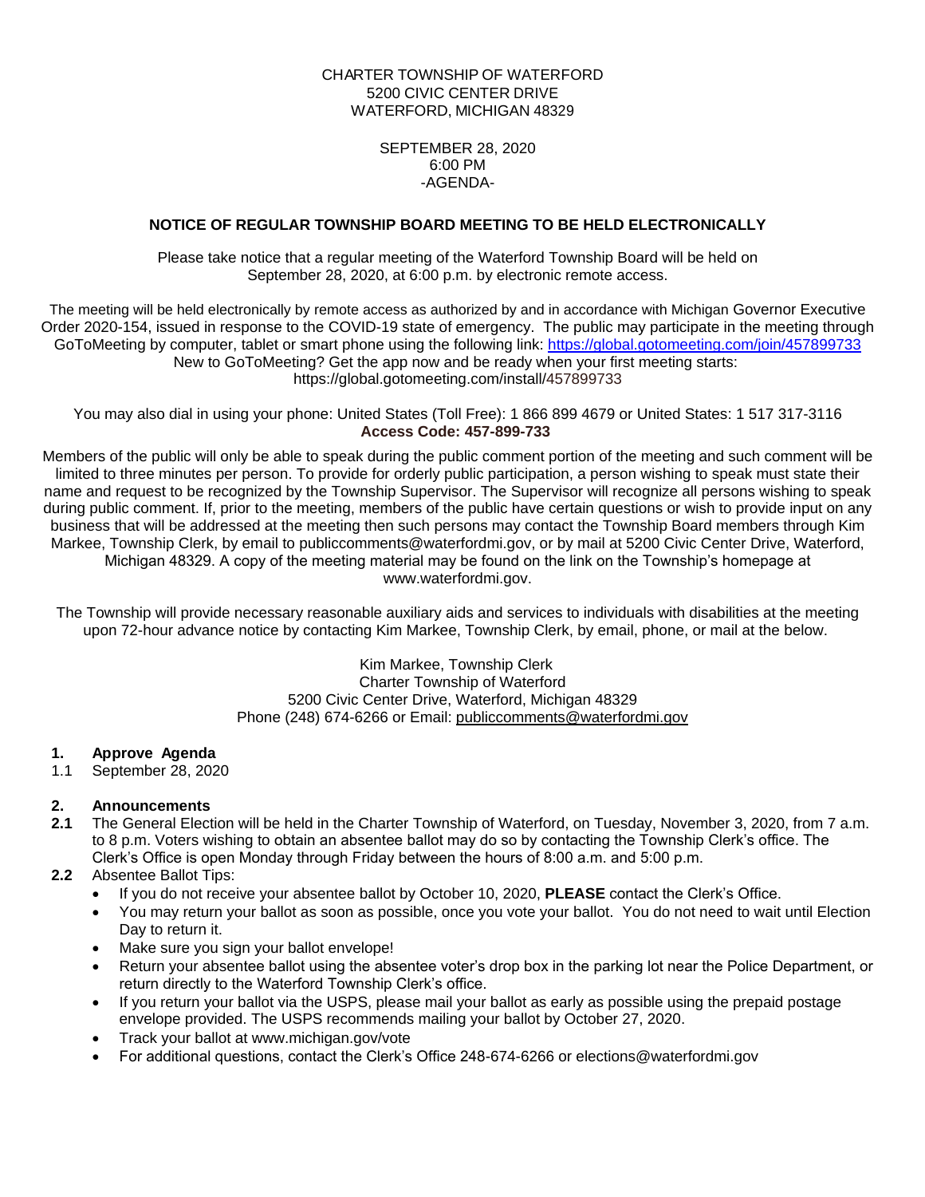CHARTER TOWNSHIP OF WATERFORD
5200 CIVIC CENTER DRIVE
WATERFORD, MICHIGAN 48329

SEPTEMBER 28, 2020
6:00 PM
-AGENDA-

**NOTICE OF REGULAR TOWNSHIP BOARD MEETING TO BE HELD ELECTRONICALLY**

Please take notice that a regular meeting of the Waterford Township Board will be held on September 28, 2020, at 6:00 p.m. by electronic remote access.

The meeting will be held electronically by remote access as authorized by and in accordance with Michigan Governor Executive Order 2020-154, issued in response to the COVID-19 state of emergency. The public may participate in the meeting through GoToMeeting by computer, tablet or smart phone using the following link: https://global.gotomeeting.com/join/457899733
New to GoToMeeting? Get the app now and be ready when your first meeting starts:
https://global.gotomeeting.com/install/457899733

You may also dial in using your phone: United States (Toll Free): 1 866 899 4679 or United States: 1 517 317-3116
**Access Code: 457-899-733**

Members of the public will only be able to speak during the public comment portion of the meeting and such comment will be limited to three minutes per person. To provide for orderly public participation, a person wishing to speak must state their name and request to be recognized by the Township Supervisor. The Supervisor will recognize all persons wishing to speak during public comment. If, prior to the meeting, members of the public have certain questions or wish to provide input on any business that will be addressed at the meeting then such persons may contact the Township Board members through Kim Markee, Township Clerk, by email to publiccomments@waterfordmi.gov, or by mail at 5200 Civic Center Drive, Waterford, Michigan 48329. A copy of the meeting material may be found on the link on the Township's homepage at www.waterfordmi.gov.

The Township will provide necessary reasonable auxiliary aids and services to individuals with disabilities at the meeting upon 72-hour advance notice by contacting Kim Markee, Township Clerk, by email, phone, or mail at the below.

Kim Markee, Township Clerk
Charter Township of Waterford
5200 Civic Center Drive, Waterford, Michigan 48329
Phone (248) 674-6266 or Email: publiccomments@waterfordmi.gov

**1. Approve Agenda**

1.1 September 28, 2020

**2. Announcements**

**2.1** The General Election will be held in the Charter Township of Waterford, on Tuesday, November 3, 2020, from 7 a.m. to 8 p.m. Voters wishing to obtain an absentee ballot may do so by contacting the Township Clerk's office. The Clerk's Office is open Monday through Friday between the hours of 8:00 a.m. and 5:00 p.m.

**2.2** Absentee Ballot Tips:

- If you do not receive your absentee ballot by October 10, 2020, **PLEASE** contact the Clerk's Office.
- You may return your ballot as soon as possible, once you vote your ballot. You do not need to wait until Election Day to return it.
- Make sure you sign your ballot envelope!
- Return your absentee ballot using the absentee voter's drop box in the parking lot near the Police Department, or return directly to the Waterford Township Clerk's office.
- If you return your ballot via the USPS, please mail your ballot as early as possible using the prepaid postage envelope provided. The USPS recommends mailing your ballot by October 27, 2020.
- Track your ballot at www.michigan.gov/vote
- For additional questions, contact the Clerk's Office 248-674-6266 or elections@waterfordmi.gov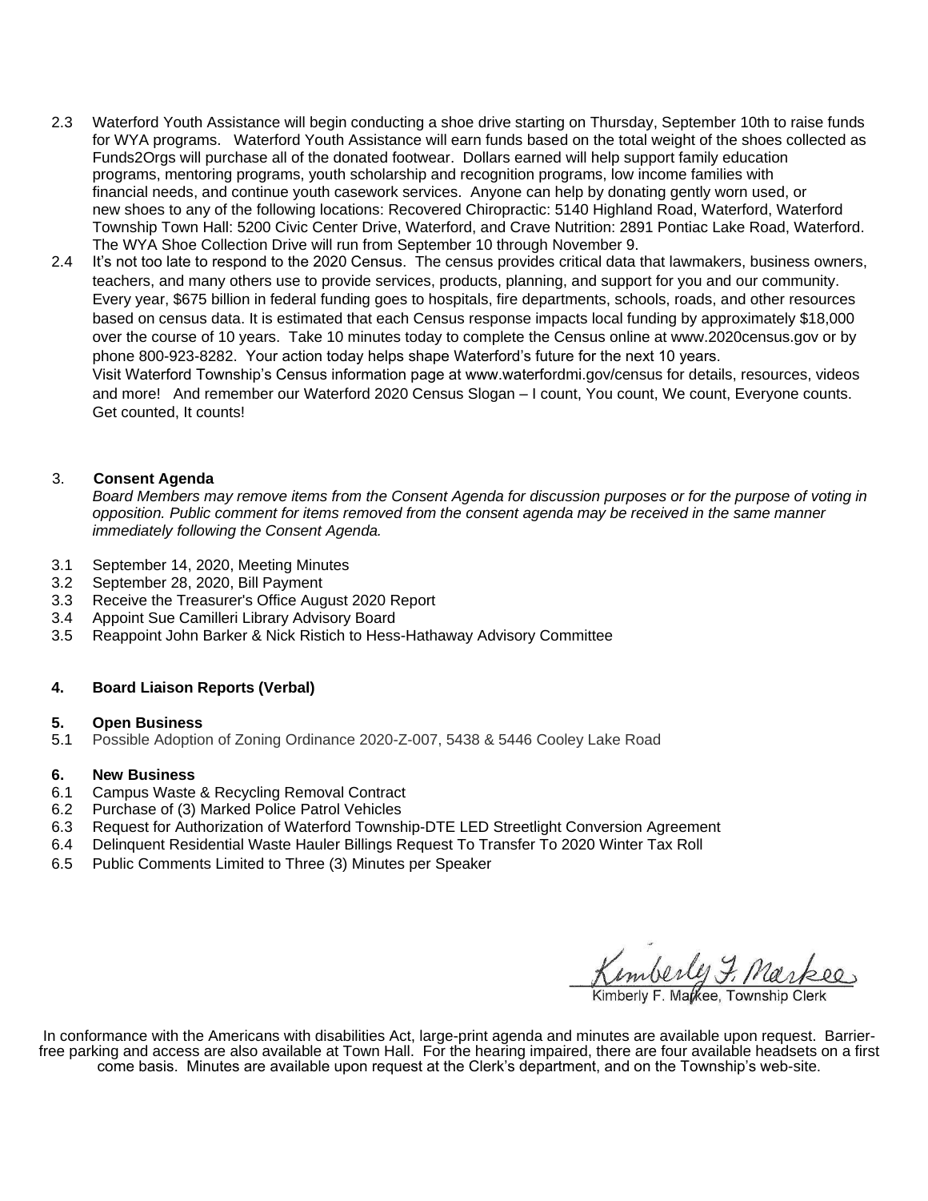2.3 Waterford Youth Assistance will begin conducting a shoe drive starting on Thursday, September 10th to raise funds for WYA programs. Waterford Youth Assistance will earn funds based on the total weight of the shoes collected as Funds2Orgs will purchase all of the donated footwear. Dollars earned will help support family education programs, mentoring programs, youth scholarship and recognition programs, low income families with financial needs, and continue youth casework services. Anyone can help by donating gently worn used, or new shoes to any of the following locations: Recovered Chiropractic: 5140 Highland Road, Waterford, Waterford Township Town Hall: 5200 Civic Center Drive, Waterford, and Crave Nutrition: 2891 Pontiac Lake Road, Waterford. The WYA Shoe Collection Drive will run from September 10 through November 9.

2.4 It's not too late to respond to the 2020 Census. The census provides critical data that lawmakers, business owners, teachers, and many others use to provide services, products, planning, and support for you and our community. Every year, $675 billion in federal funding goes to hospitals, fire departments, schools, roads, and other resources based on census data. It is estimated that each Census response impacts local funding by approximately $18,000 over the course of 10 years. Take 10 minutes today to complete the Census online at www.2020census.gov or by phone 800-923-8282. Your action today helps shape Waterford's future for the next 10 years.
Visit Waterford Township's Census information page at www.waterfordmi.gov/census for details, resources, videos and more! And remember our Waterford 2020 Census Slogan – I count, You count, We count, Everyone counts. Get counted, It counts!

## 3. Consent Agenda

*Board Members may remove items from the Consent Agenda for discussion purposes or for the purpose of voting in opposition. Public comment for items removed from the consent agenda may be received in the same manner immediately following the Consent Agenda.*

3.1 September 14, 2020, Meeting Minutes
3.2 September 28, 2020, Bill Payment
3.3 Receive the Treasurer's Office August 2020 Report
3.4 Appoint Sue Camilleri Library Advisory Board
3.5 Reappoint John Barker & Nick Ristich to Hess-Hathaway Advisory Committee

## 4. Board Liaison Reports (Verbal)

## 5. Open Business

5.1 Possible Adoption of Zoning Ordinance 2020-Z-007, 5438 & 5446 Cooley Lake Road

## 6. New Business

6.1 Campus Waste & Recycling Removal Contract
6.2 Purchase of (3) Marked Police Patrol Vehicles
6.3 Request for Authorization of Waterford Township-DTE LED Streetlight Conversion Agreement
6.4 Delinquent Residential Waste Hauler Billings Request To Transfer To 2020 Winter Tax Roll
6.5 Public Comments Limited to Three (3) Minutes per Speaker

Kimberly F. Markee
Kimberly F. Markee, Township Clerk

In conformance with the Americans with disabilities Act, large-print agenda and minutes are available upon request. Barrier-free parking and access are also available at Town Hall. For the hearing impaired, there are four available headsets on a first come basis. Minutes are available upon request at the Clerk's department, and on the Township's web-site.